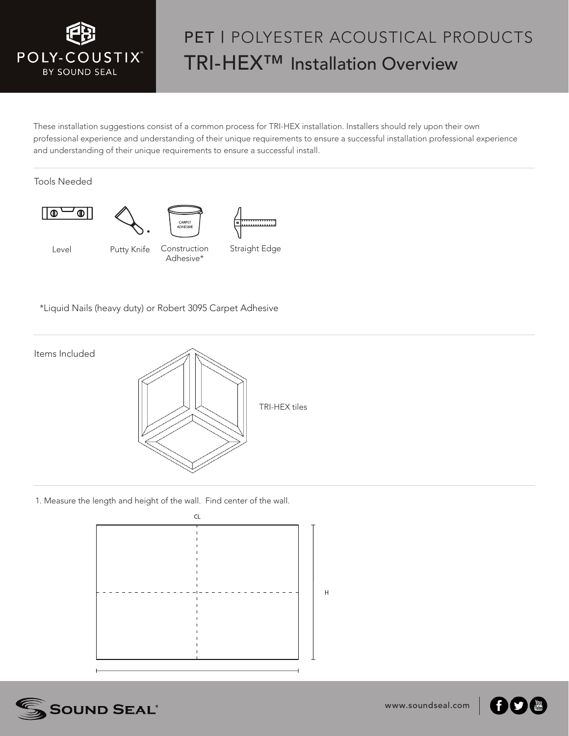# PET | POLYESTER ACOUSTICAL PRODUCTS

## TRI-HEX™ Installation Overview

These installation suggestions consist of a common process for TRI-HEX installation. Installers should rely upon their own professional experience and understanding of their unique requirements to ensure a successful installation professional experience and understanding of their unique requirements to ensure a successful install.

### Tools Needed

- Level
- Putty Knife
- Construction Adhesive*
- Straight Edge

*Liquid Nails (heavy duty) or Robert 3095 Carpet Adhesive

### Items Included

TRI-HEX tiles

1. Measure the length and height of the wall. Find center of the wall.

CL

H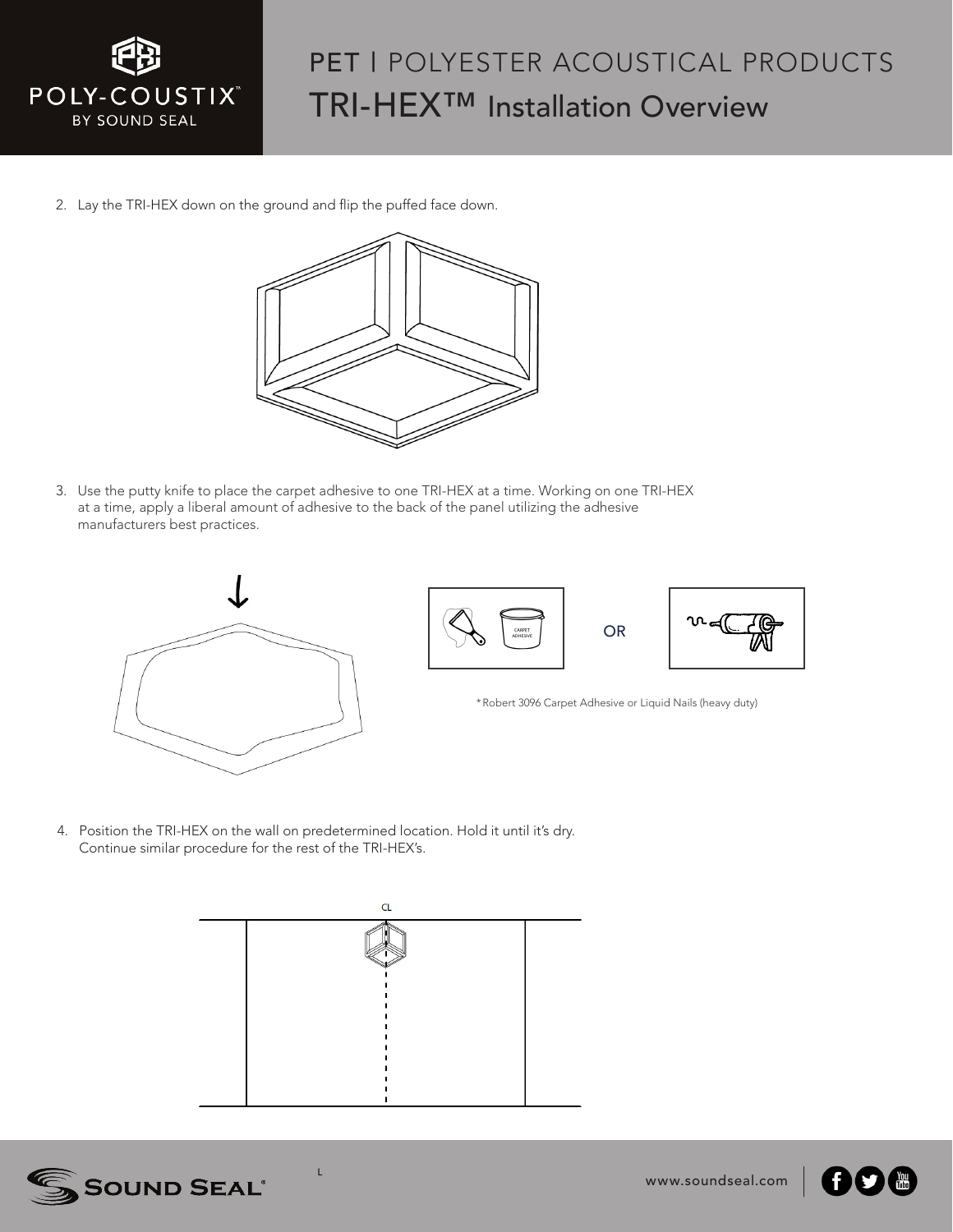# PET | POLYESTER ACOUSTICAL PRODUCTS

## TRI-HEX™ Installation Overview

2. Lay the TRI-HEX down on the ground and flip the puffed face down.

3. Use the putty knife to place the carpet adhesive to one TRI-HEX at a time. Working on one TRI-HEX at a time, apply a liberal amount of adhesive to the back of the panel utilizing the adhesive manufacturers best practices.

CARPET ADHESIVE

OR

*Robert 3096 Carpet Adhesive or Liquid Nails (heavy duty)

4. Position the TRI-HEX on the wall on predetermined location. Hold it until it's dry. Continue similar procedure for the rest of the TRI-HEX's.

CL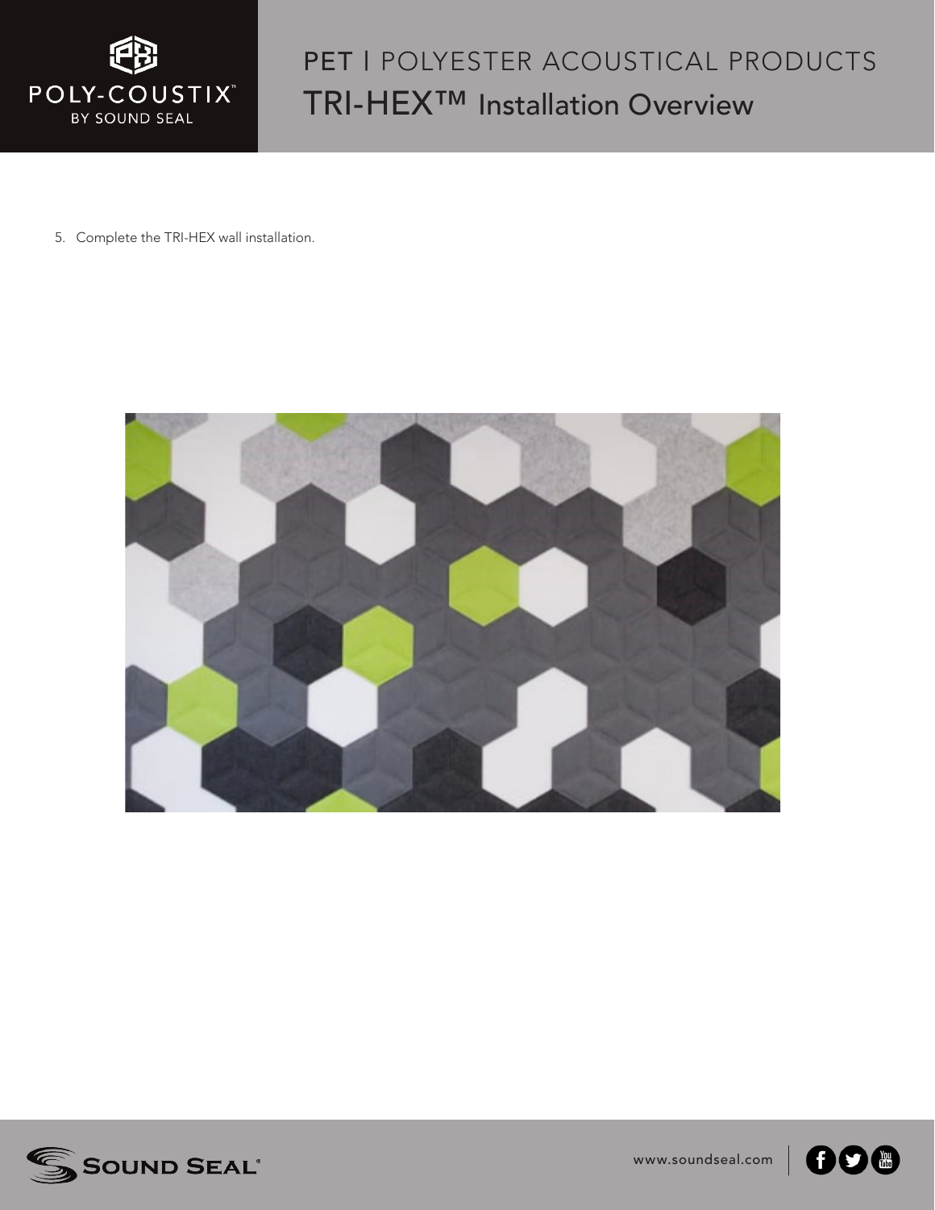5. Complete the TRI-HEX wall installation.